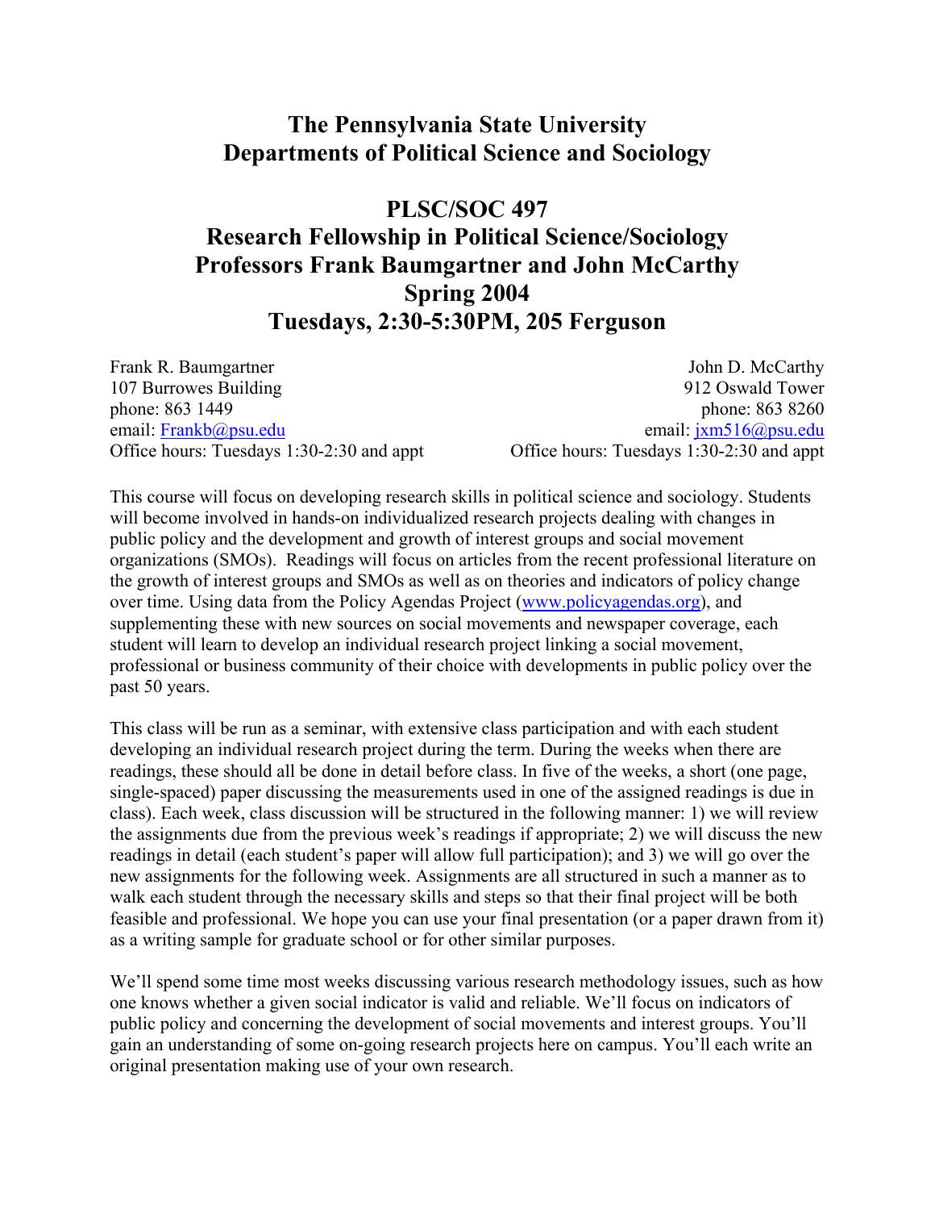# The Pennsylvania State University
# Departments of Political Science and Sociology

## PLSC/SOC 497
## Research Fellowship in Political Science/Sociology
## Professors Frank Baumgartner and John McCarthy
## Spring 2004
## Tuesdays, 2:30-5:30PM, 205 Ferguson

Frank R. Baumgartner
107 Burrowes Building
phone: 863 1449
email: [Frankb@psu.edu](mailto:Frankb@psu.edu)
Office hours: Tuesdays 1:30-2:30 and appt

John D. McCarthy
912 Oswald Tower
phone: 863 8260
email: [jxm516@psu.edu](mailto:jxm516@psu.edu)
Office hours: Tuesdays 1:30-2:30 and appt

This course will focus on developing research skills in political science and sociology. Students will become involved in hands-on individualized research projects dealing with changes in public policy and the development and growth of interest groups and social movement organizations (SMOs). Readings will focus on articles from the recent professional literature on the growth of interest groups and SMOs as well as on theories and indicators of policy change over time. Using data from the Policy Agendas Project ([www.policyagendas.org](http://www.policyagendas.org)), and supplementing these with new sources on social movements and newspaper coverage, each student will learn to develop an individual research project linking a social movement, professional or business community of their choice with developments in public policy over the past 50 years.

This class will be run as a seminar, with extensive class participation and with each student developing an individual research project during the term. During the weeks when there are readings, these should all be done in detail before class. In five of the weeks, a short (one page, single-spaced) paper discussing the measurements used in one of the assigned readings is due in class). Each week, class discussion will be structured in the following manner: 1) we will review the assignments due from the previous week's readings if appropriate; 2) we will discuss the new readings in detail (each student's paper will allow full participation); and 3) we will go over the new assignments for the following week. Assignments are all structured in such a manner as to walk each student through the necessary skills and steps so that their final project will be both feasible and professional. We hope you can use your final presentation (or a paper drawn from it) as a writing sample for graduate school or for other similar purposes.

We'll spend some time most weeks discussing various research methodology issues, such as how one knows whether a given social indicator is valid and reliable. We'll focus on indicators of public policy and concerning the development of social movements and interest groups. You'll gain an understanding of some on-going research projects here on campus. You'll each write an original presentation making use of your own research.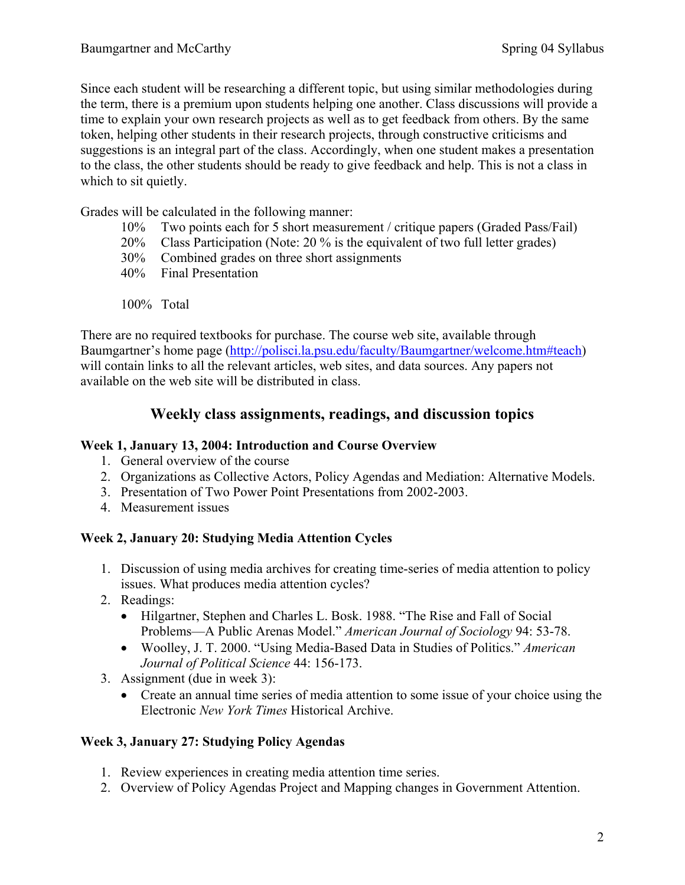Since each student will be researching a different topic, but using similar methodologies during the term, there is a premium upon students helping one another. Class discussions will provide a time to explain your own research projects as well as to get feedback from others. By the same token, helping other students in their research projects, through constructive criticisms and suggestions is an integral part of the class. Accordingly, when one student makes a presentation to the class, the other students should be ready to give feedback and help. This is not a class in which to sit quietly.

Grades will be calculated in the following manner:

| | |
|---|---|
| 10% | Two points each for 5 short measurement / critique papers (Graded Pass/Fail) |
| 20% | Class Participation (Note: 20 % is the equivalent of two full letter grades) |
| 30% | Combined grades on three short assignments |
| 40% | Final Presentation |
| | |
| 100% | Total |

There are no required textbooks for purchase. The course web site, available through Baumgartner's home page (http://polisci.la.psu.edu/faculty/Baumgartner/welcome.htm#teach) will contain links to all the relevant articles, web sites, and data sources. Any papers not available on the web site will be distributed in class.

## Weekly class assignments, readings, and discussion topics

**Week 1, January 13, 2004: Introduction and Course Overview**

1. General overview of the course
2. Organizations as Collective Actors, Policy Agendas and Mediation: Alternative Models.
3. Presentation of Two Power Point Presentations from 2002-2003.
4. Measurement issues

**Week 2, January 20: Studying Media Attention Cycles**

1. Discussion of using media archives for creating time-series of media attention to policy issues. What produces media attention cycles?
2. Readings:
   - Hilgartner, Stephen and Charles L. Bosk. 1988. "The Rise and Fall of Social Problems—A Public Arenas Model." *American Journal of Sociology* 94: 53-78.
   - Woolley, J. T. 2000. "Using Media-Based Data in Studies of Politics." *American Journal of Political Science* 44: 156-173.
3. Assignment (due in week 3):
   - Create an annual time series of media attention to some issue of your choice using the Electronic *New York Times* Historical Archive.

**Week 3, January 27: Studying Policy Agendas**

1. Review experiences in creating media attention time series.
2. Overview of Policy Agendas Project and Mapping changes in Government Attention.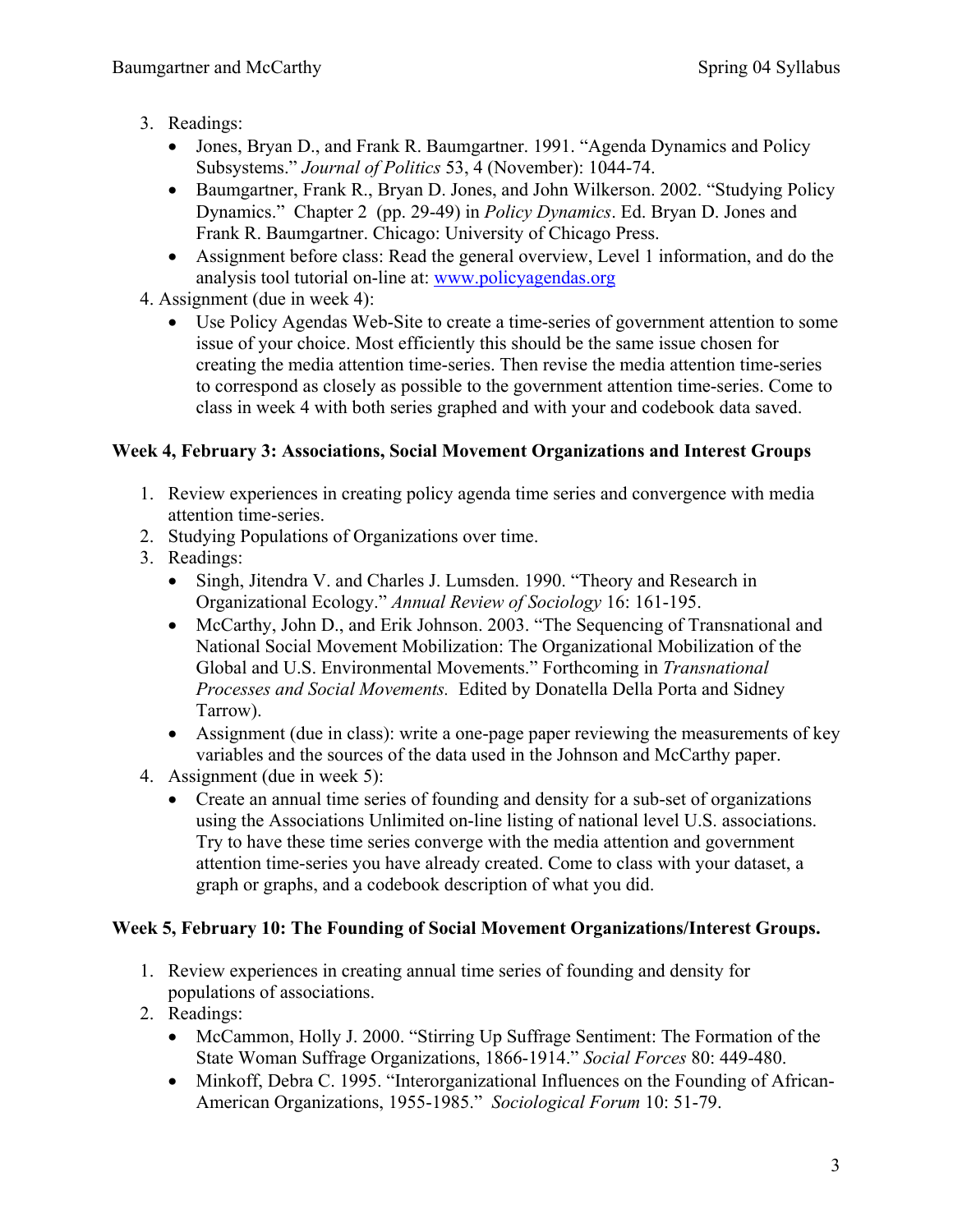3. Readings:
   - Jones, Bryan D., and Frank R. Baumgartner. 1991. "Agenda Dynamics and Policy Subsystems." *Journal of Politics* 53, 4 (November): 1044-74.
   - Baumgartner, Frank R., Bryan D. Jones, and John Wilkerson. 2002. "Studying Policy Dynamics." Chapter 2 (pp. 29-49) in *Policy Dynamics*. Ed. Bryan D. Jones and Frank R. Baumgartner. Chicago: University of Chicago Press.
   - Assignment before class: Read the general overview, Level 1 information, and do the analysis tool tutorial on-line at: [www.policyagendas.org](http://www.policyagendas.org)
4. Assignment (due in week 4):
   - Use Policy Agendas Web-Site to create a time-series of government attention to some issue of your choice. Most efficiently this should be the same issue chosen for creating the media attention time-series. Then revise the media attention time-series to correspond as closely as possible to the government attention time-series. Come to class in week 4 with both series graphed and with your and codebook data saved.

**Week 4, February 3: Associations, Social Movement Organizations and Interest Groups**

1. Review experiences in creating policy agenda time series and convergence with media attention time-series.
2. Studying Populations of Organizations over time.
3. Readings:
   - Singh, Jitendra V. and Charles J. Lumsden. 1990. "Theory and Research in Organizational Ecology." *Annual Review of Sociology* 16: 161-195.
   - McCarthy, John D., and Erik Johnson. 2003. "The Sequencing of Transnational and National Social Movement Mobilization: The Organizational Mobilization of the Global and U.S. Environmental Movements." Forthcoming in *Transnational Processes and Social Movements.* Edited by Donatella Della Porta and Sidney Tarrow).
   - Assignment (due in class): write a one-page paper reviewing the measurements of key variables and the sources of the data used in the Johnson and McCarthy paper.
4. Assignment (due in week 5):
   - Create an annual time series of founding and density for a sub-set of organizations using the Associations Unlimited on-line listing of national level U.S. associations. Try to have these time series converge with the media attention and government attention time-series you have already created. Come to class with your dataset, a graph or graphs, and a codebook description of what you did.

**Week 5, February 10: The Founding of Social Movement Organizations/Interest Groups.**

1. Review experiences in creating annual time series of founding and density for populations of associations.
2. Readings:
   - McCammon, Holly J. 2000. "Stirring Up Suffrage Sentiment: The Formation of the State Woman Suffrage Organizations, 1866-1914." *Social Forces* 80: 449-480.
   - Minkoff, Debra C. 1995. "Interorganizational Influences on the Founding of African-American Organizations, 1955-1985." *Sociological Forum* 10: 51-79.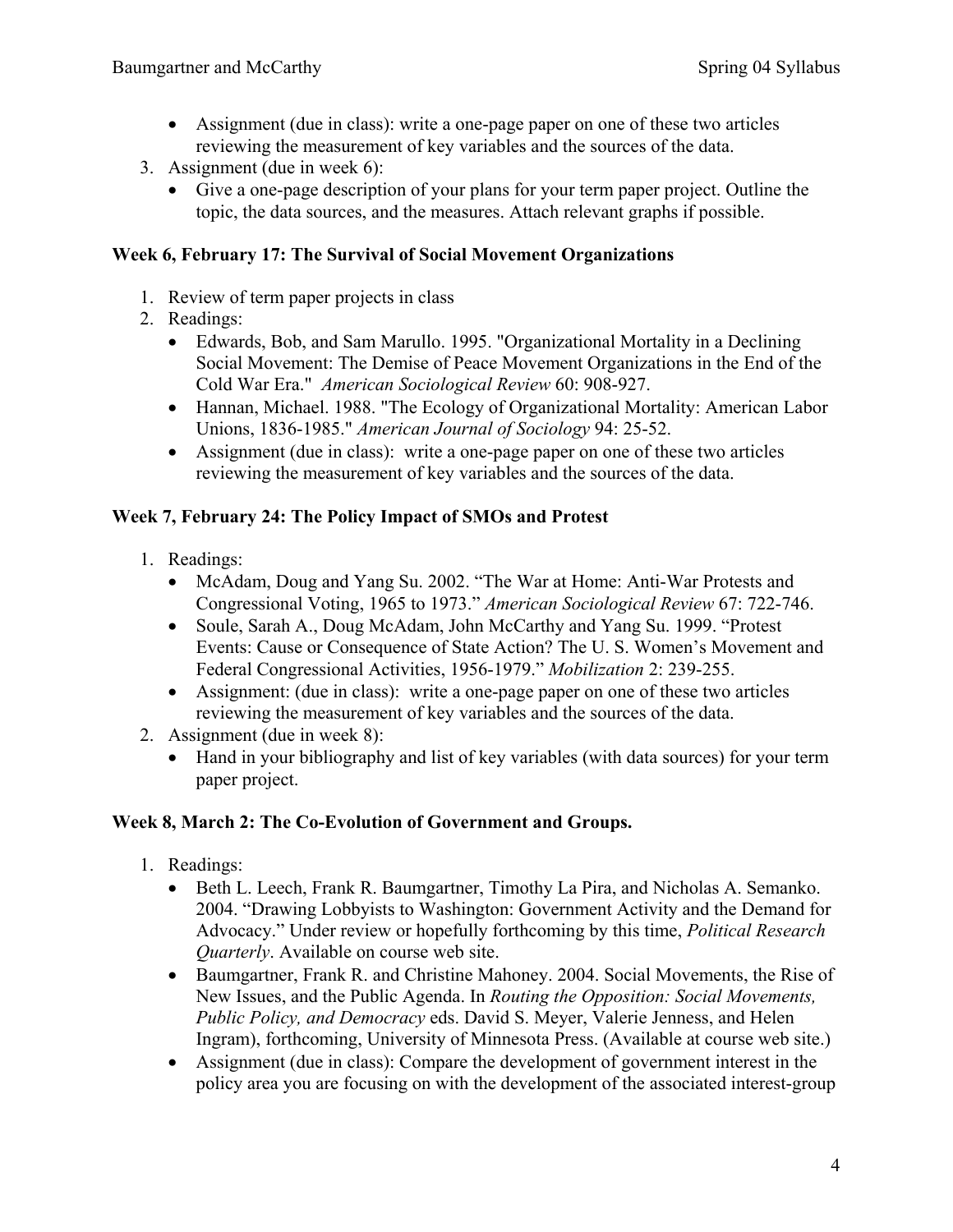- Assignment (due in class): write a one-page paper on one of these two articles reviewing the measurement of key variables and the sources of the data.
3. Assignment (due in week 6):
    - Give a one-page description of your plans for your term paper project. Outline the topic, the data sources, and the measures. Attach relevant graphs if possible.

**Week 6, February 17: The Survival of Social Movement Organizations**

1. Review of term paper projects in class
2. Readings:
    - Edwards, Bob, and Sam Marullo. 1995. "Organizational Mortality in a Declining Social Movement: The Demise of Peace Movement Organizations in the End of the Cold War Era." *American Sociological Review* 60: 908-927.
    - Hannan, Michael. 1988. "The Ecology of Organizational Mortality: American Labor Unions, 1836-1985." *American Journal of Sociology* 94: 25-52.
    - Assignment (due in class): write a one-page paper on one of these two articles reviewing the measurement of key variables and the sources of the data.

**Week 7, February 24: The Policy Impact of SMOs and Protest**

1. Readings:
    - McAdam, Doug and Yang Su. 2002. "The War at Home: Anti-War Protests and Congressional Voting, 1965 to 1973." *American Sociological Review* 67: 722-746.
    - Soule, Sarah A., Doug McAdam, John McCarthy and Yang Su. 1999. "Protest Events: Cause or Consequence of State Action? The U. S. Women's Movement and Federal Congressional Activities, 1956-1979." *Mobilization* 2: 239-255.
    - Assignment: (due in class): write a one-page paper on one of these two articles reviewing the measurement of key variables and the sources of the data.
2. Assignment (due in week 8):
    - Hand in your bibliography and list of key variables (with data sources) for your term paper project.

**Week 8, March 2: The Co-Evolution of Government and Groups.**

1. Readings:
    - Beth L. Leech, Frank R. Baumgartner, Timothy La Pira, and Nicholas A. Semanko. 2004. "Drawing Lobbyists to Washington: Government Activity and the Demand for Advocacy." Under review or hopefully forthcoming by this time, *Political Research Quarterly*. Available on course web site.
    - Baumgartner, Frank R. and Christine Mahoney. 2004. Social Movements, the Rise of New Issues, and the Public Agenda. In *Routing the Opposition: Social Movements, Public Policy, and Democracy* eds. David S. Meyer, Valerie Jenness, and Helen Ingram), forthcoming, University of Minnesota Press. (Available at course web site.)
    - Assignment (due in class): Compare the development of government interest in the policy area you are focusing on with the development of the associated interest-group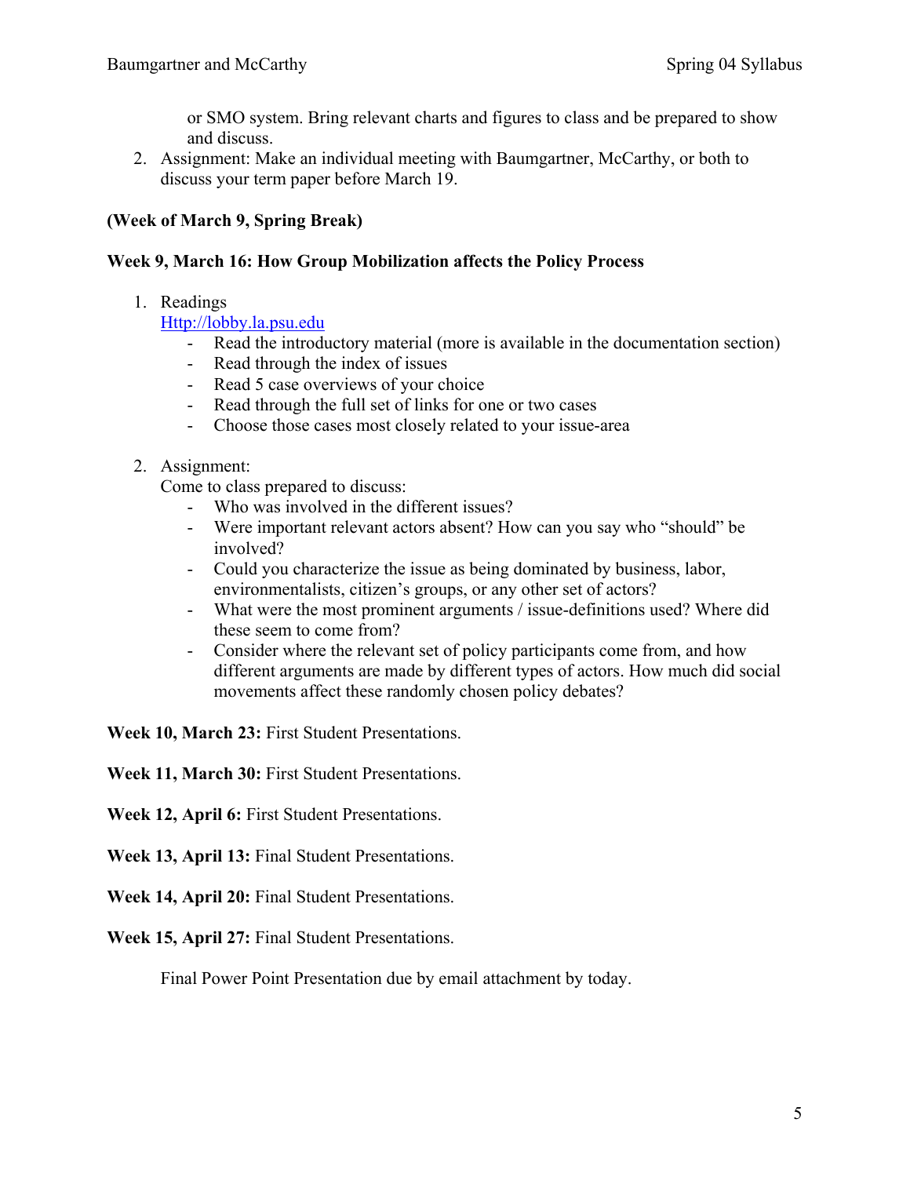or SMO system. Bring relevant charts and figures to class and be prepared to show and discuss.

2. Assignment: Make an individual meeting with Baumgartner, McCarthy, or both to discuss your term paper before March 19.

**(Week of March 9, Spring Break)**

**Week 9, March 16: How Group Mobilization affects the Policy Process**

1. Readings
   Http://lobby.la.psu.edu
   - Read the introductory material (more is available in the documentation section)
   - Read through the index of issues
   - Read 5 case overviews of your choice
   - Read through the full set of links for one or two cases
   - Choose those cases most closely related to your issue-area

2. Assignment:
   Come to class prepared to discuss:
   - Who was involved in the different issues?
   - Were important relevant actors absent? How can you say who "should" be involved?
   - Could you characterize the issue as being dominated by business, labor, environmentalists, citizen's groups, or any other set of actors?
   - What were the most prominent arguments / issue-definitions used? Where did these seem to come from?
   - Consider where the relevant set of policy participants come from, and how different arguments are made by different types of actors. How much did social movements affect these randomly chosen policy debates?

**Week 10, March 23:** First Student Presentations.

**Week 11, March 30:** First Student Presentations.

**Week 12, April 6:** First Student Presentations.

**Week 13, April 13:** Final Student Presentations.

**Week 14, April 20:** Final Student Presentations.

**Week 15, April 27:** Final Student Presentations.

Final Power Point Presentation due by email attachment by today.